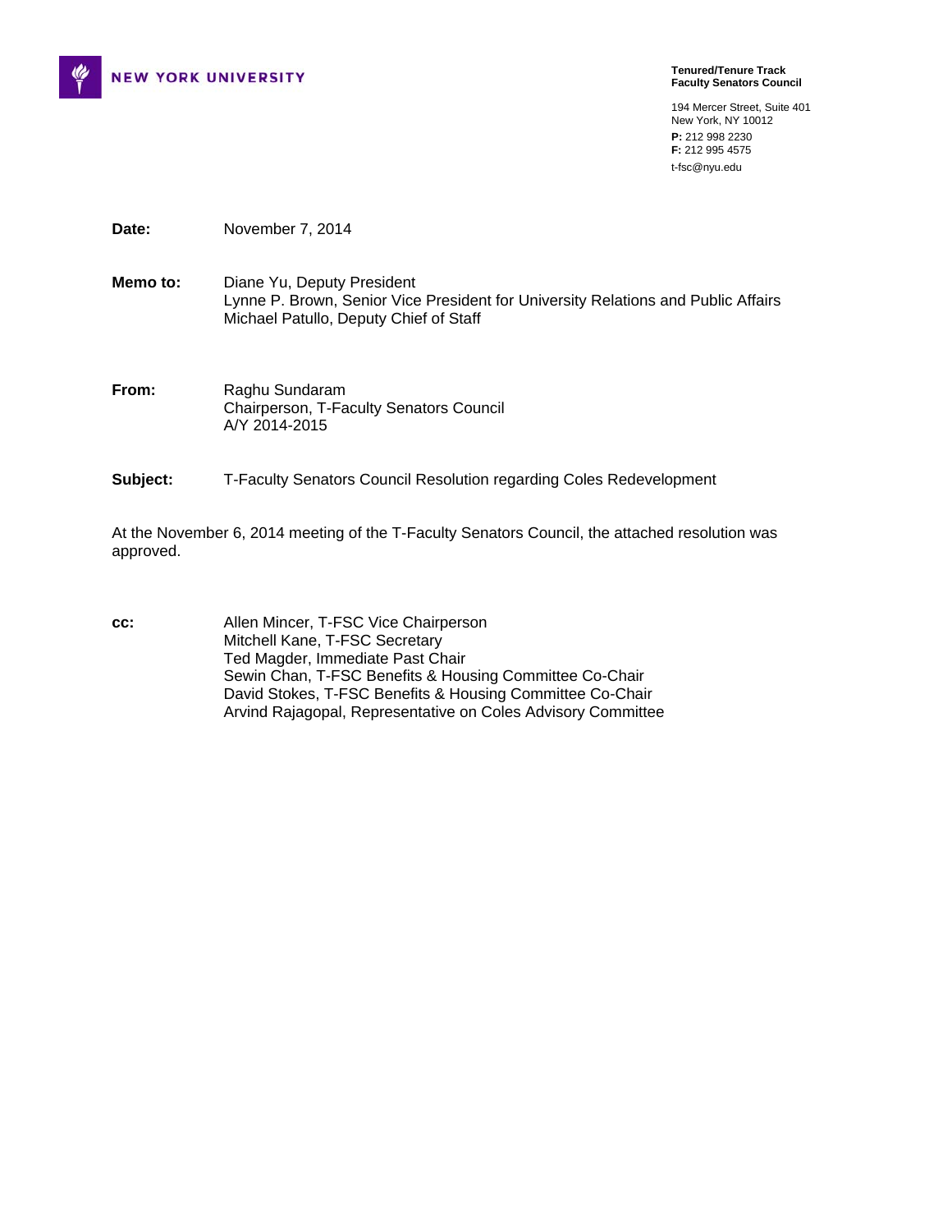NEW YORK UNIVERSITY

**Tenured/Tenure Track**
**Faculty Senators Council**

194 Mercer Street, Suite 401
New York, NY 10012
**P:** 212 998 2230
**F:** 212 995 4575
t-fsc@nyu.edu

**Date:** November 7, 2014

**Memo to:** Diane Yu, Deputy President
Lynne P. Brown, Senior Vice President for University Relations and Public Affairs
Michael Patullo, Deputy Chief of Staff

**From:** Raghu Sundaram
Chairperson, T-Faculty Senators Council
A/Y 2014-2015

**Subject:** T-Faculty Senators Council Resolution regarding Coles Redevelopment

At the November 6, 2014 meeting of the T-Faculty Senators Council, the attached resolution was approved.

**cc:** Allen Mincer, T-FSC Vice Chairperson
Mitchell Kane, T-FSC Secretary
Ted Magder, Immediate Past Chair
Sewin Chan, T-FSC Benefits & Housing Committee Co-Chair
David Stokes, T-FSC Benefits & Housing Committee Co-Chair
Arvind Rajagopal, Representative on Coles Advisory Committee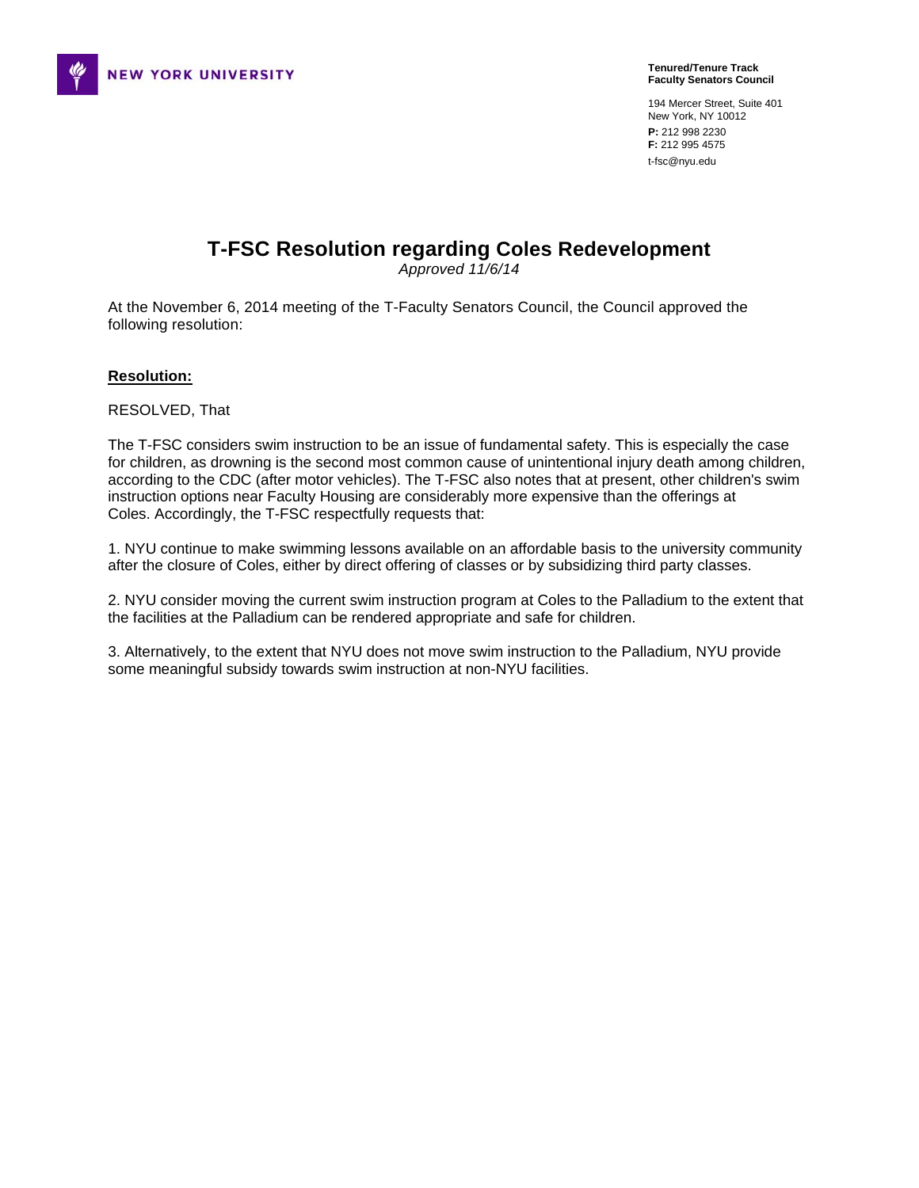NEW YORK UNIVERSITY

**Tenured/Tenure Track Faculty Senators Council**

194 Mercer Street, Suite 401
New York, NY 10012
**P:** 212 998 2230
**F:** 212 995 4575
t-fsc@nyu.edu

# T-FSC Resolution regarding Coles Redevelopment

*Approved 11/6/14*

At the November 6, 2014 meeting of the T-Faculty Senators Council, the Council approved the following resolution:

**Resolution:**

RESOLVED, That

The T-FSC considers swim instruction to be an issue of fundamental safety. This is especially the case for children, as drowning is the second most common cause of unintentional injury death among children, according to the CDC (after motor vehicles). The T-FSC also notes that at present, other children's swim instruction options near Faculty Housing are considerably more expensive than the offerings at Coles. Accordingly, the T-FSC respectfully requests that:

1. NYU continue to make swimming lessons available on an affordable basis to the university community after the closure of Coles, either by direct offering of classes or by subsidizing third party classes.

2. NYU consider moving the current swim instruction program at Coles to the Palladium to the extent that the facilities at the Palladium can be rendered appropriate and safe for children.

3. Alternatively, to the extent that NYU does not move swim instruction to the Palladium, NYU provide some meaningful subsidy towards swim instruction at non-NYU facilities.